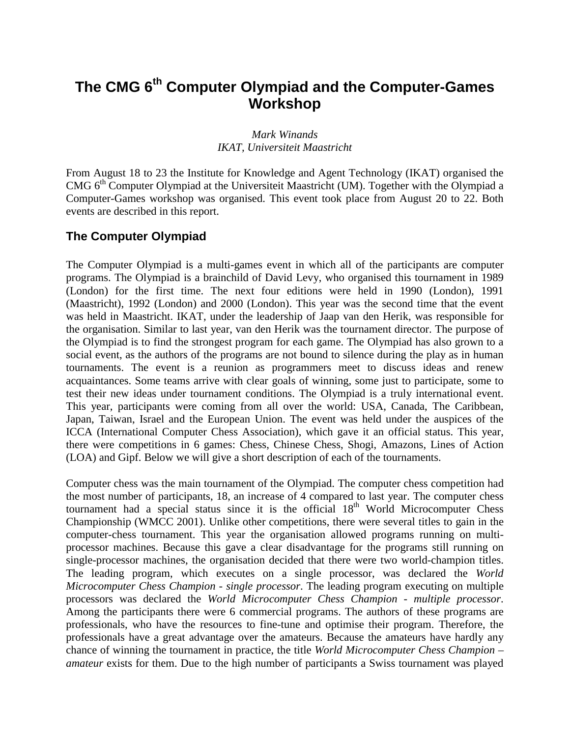# The CMG 6th Computer Olympiad and the Computer-Games Workshop

*Mark Winands*
*IKAT, Universiteit Maastricht*

From August 18 to 23 the Institute for Knowledge and Agent Technology (IKAT) organised the CMG 6th Computer Olympiad at the Universiteit Maastricht (UM). Together with the Olympiad a Computer-Games workshop was organised. This event took place from August 20 to 22. Both events are described in this report.

## The Computer Olympiad

The Computer Olympiad is a multi-games event in which all of the participants are computer programs. The Olympiad is a brainchild of David Levy, who organised this tournament in 1989 (London) for the first time. The next four editions were held in 1990 (London), 1991 (Maastricht), 1992 (London) and 2000 (London). This year was the second time that the event was held in Maastricht. IKAT, under the leadership of Jaap van den Herik, was responsible for the organisation. Similar to last year, van den Herik was the tournament director. The purpose of the Olympiad is to find the strongest program for each game. The Olympiad has also grown to a social event, as the authors of the programs are not bound to silence during the play as in human tournaments. The event is a reunion as programmers meet to discuss ideas and renew acquaintances. Some teams arrive with clear goals of winning, some just to participate, some to test their new ideas under tournament conditions. The Olympiad is a truly international event. This year, participants were coming from all over the world: USA, Canada, The Caribbean, Japan, Taiwan, Israel and the European Union. The event was held under the auspices of the ICCA (International Computer Chess Association), which gave it an official status. This year, there were competitions in 6 games: Chess, Chinese Chess, Shogi, Amazons, Lines of Action (LOA) and Gipf. Below we will give a short description of each of the tournaments.

Computer chess was the main tournament of the Olympiad. The computer chess competition had the most number of participants, 18, an increase of 4 compared to last year. The computer chess tournament had a special status since it is the official 18th World Microcomputer Chess Championship (WMCC 2001). Unlike other competitions, there were several titles to gain in the computer-chess tournament. This year the organisation allowed programs running on multi-processor machines. Because this gave a clear disadvantage for the programs still running on single-processor machines, the organisation decided that there were two world-champion titles. The leading program, which executes on a single processor, was declared the *World Microcomputer Chess Champion - single processor*. The leading program executing on multiple processors was declared the *World Microcomputer Chess Champion - multiple processor*. Among the participants there were 6 commercial programs. The authors of these programs are professionals, who have the resources to fine-tune and optimise their program. Therefore, the professionals have a great advantage over the amateurs. Because the amateurs have hardly any chance of winning the tournament in practice, the title *World Microcomputer Chess Champion – amateur* exists for them. Due to the high number of participants a Swiss tournament was played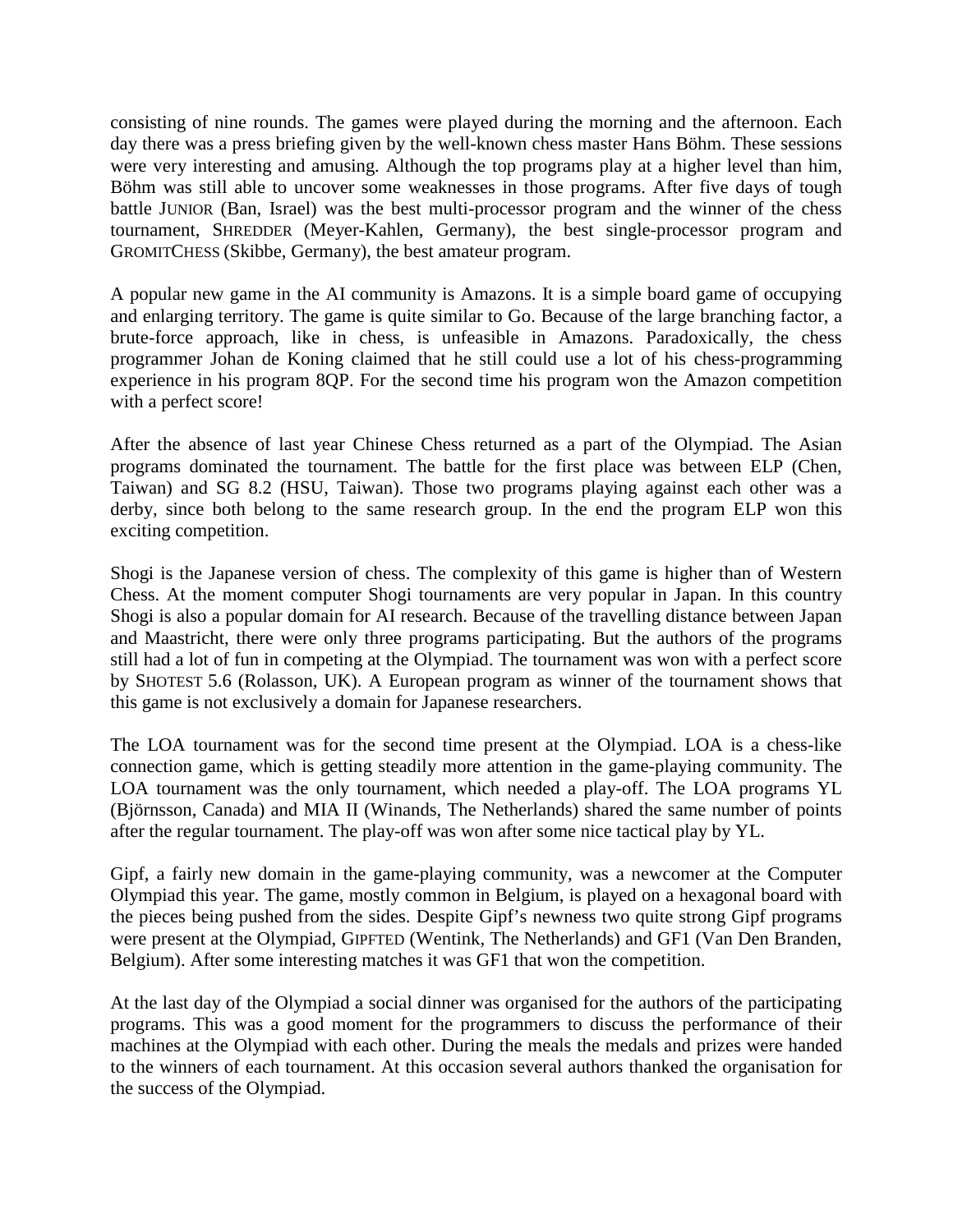consisting of nine rounds. The games were played during the morning and the afternoon. Each day there was a press briefing given by the well-known chess master Hans Böhm. These sessions were very interesting and amusing. Although the top programs play at a higher level than him, Böhm was still able to uncover some weaknesses in those programs. After five days of tough battle JUNIOR (Ban, Israel) was the best multi-processor program and the winner of the chess tournament, SHREDDER (Meyer-Kahlen, Germany), the best single-processor program and GROMITCHESS (Skibbe, Germany), the best amateur program.

A popular new game in the AI community is Amazons. It is a simple board game of occupying and enlarging territory. The game is quite similar to Go. Because of the large branching factor, a brute-force approach, like in chess, is unfeasible in Amazons. Paradoxically, the chess programmer Johan de Koning claimed that he still could use a lot of his chess-programming experience in his program 8QP. For the second time his program won the Amazon competition with a perfect score!

After the absence of last year Chinese Chess returned as a part of the Olympiad. The Asian programs dominated the tournament. The battle for the first place was between ELP (Chen, Taiwan) and SG 8.2 (HSU, Taiwan). Those two programs playing against each other was a derby, since both belong to the same research group. In the end the program ELP won this exciting competition.

Shogi is the Japanese version of chess. The complexity of this game is higher than of Western Chess. At the moment computer Shogi tournaments are very popular in Japan. In this country Shogi is also a popular domain for AI research. Because of the travelling distance between Japan and Maastricht, there were only three programs participating. But the authors of the programs still had a lot of fun in competing at the Olympiad. The tournament was won with a perfect score by SHOTEST 5.6 (Rolasson, UK). A European program as winner of the tournament shows that this game is not exclusively a domain for Japanese researchers.

The LOA tournament was for the second time present at the Olympiad. LOA is a chess-like connection game, which is getting steadily more attention in the game-playing community. The LOA tournament was the only tournament, which needed a play-off. The LOA programs YL (Björnsson, Canada) and MIA II (Winands, The Netherlands) shared the same number of points after the regular tournament. The play-off was won after some nice tactical play by YL.

Gipf, a fairly new domain in the game-playing community, was a newcomer at the Computer Olympiad this year. The game, mostly common in Belgium, is played on a hexagonal board with the pieces being pushed from the sides. Despite Gipf's newness two quite strong Gipf programs were present at the Olympiad, GIPFTED (Wentink, The Netherlands) and GF1 (Van Den Branden, Belgium). After some interesting matches it was GF1 that won the competition.

At the last day of the Olympiad a social dinner was organised for the authors of the participating programs. This was a good moment for the programmers to discuss the performance of their machines at the Olympiad with each other. During the meals the medals and prizes were handed to the winners of each tournament. At this occasion several authors thanked the organisation for the success of the Olympiad.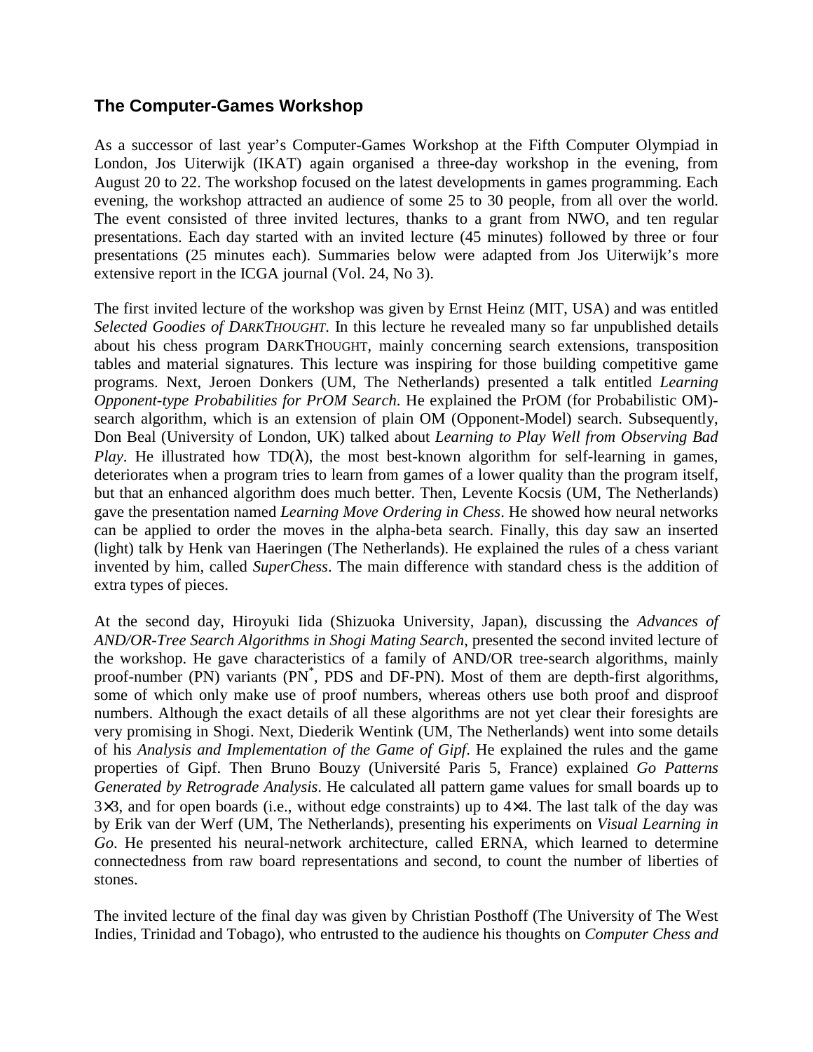## The Computer-Games Workshop

As a successor of last year's Computer-Games Workshop at the Fifth Computer Olympiad in London, Jos Uiterwijk (IKAT) again organised a three-day workshop in the evening, from August 20 to 22. The workshop focused on the latest developments in games programming. Each evening, the workshop attracted an audience of some 25 to 30 people, from all over the world. The event consisted of three invited lectures, thanks to a grant from NWO, and ten regular presentations. Each day started with an invited lecture (45 minutes) followed by three or four presentations (25 minutes each). Summaries below were adapted from Jos Uiterwijk's more extensive report in the ICGA journal (Vol. 24, No 3).

The first invited lecture of the workshop was given by Ernst Heinz (MIT, USA) and was entitled *Selected Goodies of DARKTHOUGHT.* In this lecture he revealed many so far unpublished details about his chess program DARKTHOUGHT, mainly concerning search extensions, transposition tables and material signatures. This lecture was inspiring for those building competitive game programs. Next, Jeroen Donkers (UM, The Netherlands) presented a talk entitled *Learning Opponent-type Probabilities for PrOM Search*. He explained the PrOM (for Probabilistic OM)-search algorithm, which is an extension of plain OM (Opponent-Model) search. Subsequently, Don Beal (University of London, UK) talked about *Learning to Play Well from Observing Bad Play*. He illustrated how TD($\lambda$), the most best-known algorithm for self-learning in games, deteriorates when a program tries to learn from games of a lower quality than the program itself, but that an enhanced algorithm does much better. Then, Levente Kocsis (UM, The Netherlands) gave the presentation named *Learning Move Ordering in Chess*. He showed how neural networks can be applied to order the moves in the alpha-beta search. Finally, this day saw an inserted (light) talk by Henk van Haeringen (The Netherlands). He explained the rules of a chess variant invented by him, called *SuperChess*. The main difference with standard chess is the addition of extra types of pieces.

At the second day, Hiroyuki Iida (Shizuoka University, Japan), discussing the *Advances of AND/OR-Tree Search Algorithms in Shogi Mating Search*, presented the second invited lecture of the workshop. He gave characteristics of a family of AND/OR tree-search algorithms, mainly proof-number (PN) variants ($PN^*$, PDS and DF-PN). Most of them are depth-first algorithms, some of which only make use of proof numbers, whereas others use both proof and disproof numbers. Although the exact details of all these algorithms are not yet clear their foresights are very promising in Shogi. Next, Diederik Wentink (UM, The Netherlands) went into some details of his *Analysis and Implementation of the Game of Gipf*. He explained the rules and the game properties of Gipf. Then Bruno Bouzy (Université Paris 5, France) explained *Go Patterns Generated by Retrograde Analysis*. He calculated all pattern game values for small boards up to 3×3, and for open boards (i.e., without edge constraints) up to 4×4. The last talk of the day was by Erik van der Werf (UM, The Netherlands), presenting his experiments on *Visual Learning in Go*. He presented his neural-network architecture, called ERNA, which learned to determine connectedness from raw board representations and second, to count the number of liberties of stones.

The invited lecture of the final day was given by Christian Posthoff (The University of The West Indies, Trinidad and Tobago), who entrusted to the audience his thoughts on *Computer Chess and*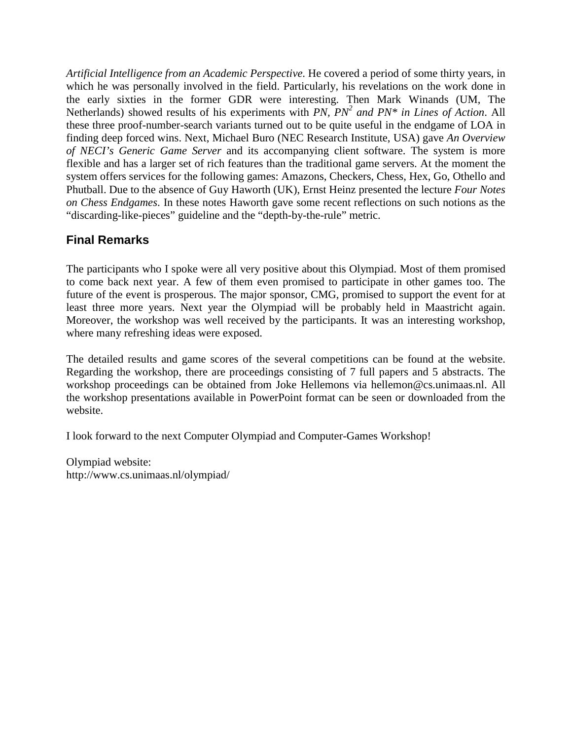*Artificial Intelligence from an Academic Perspective*. He covered a period of some thirty years, in which he was personally involved in the field. Particularly, his revelations on the work done in the early sixties in the former GDR were interesting. Then Mark Winands (UM, The Netherlands) showed results of his experiments with *PN, $PN^2$ and PN* in Lines of Action*. All these three proof-number-search variants turned out to be quite useful in the endgame of LOA in finding deep forced wins. Next, Michael Buro (NEC Research Institute, USA) gave *An Overview of NECI's Generic Game Server* and its accompanying client software. The system is more flexible and has a larger set of rich features than the traditional game servers. At the moment the system offers services for the following games: Amazons, Checkers, Chess, Hex, Go, Othello and Phutball. Due to the absence of Guy Haworth (UK), Ernst Heinz presented the lecture *Four Notes on Chess Endgames*. In these notes Haworth gave some recent reflections on such notions as the "discarding-like-pieces" guideline and the "depth-by-the-rule" metric.

## Final Remarks

The participants who I spoke were all very positive about this Olympiad. Most of them promised to come back next year. A few of them even promised to participate in other games too. The future of the event is prosperous. The major sponsor, CMG, promised to support the event for at least three more years. Next year the Olympiad will be probably held in Maastricht again. Moreover, the workshop was well received by the participants. It was an interesting workshop, where many refreshing ideas were exposed.

The detailed results and game scores of the several competitions can be found at the website. Regarding the workshop, there are proceedings consisting of 7 full papers and 5 abstracts. The workshop proceedings can be obtained from Joke Hellemons via hellemon@cs.unimaas.nl. All the workshop presentations available in PowerPoint format can be seen or downloaded from the website.

I look forward to the next Computer Olympiad and Computer-Games Workshop!

Olympiad website:
http://www.cs.unimaas.nl/olympiad/